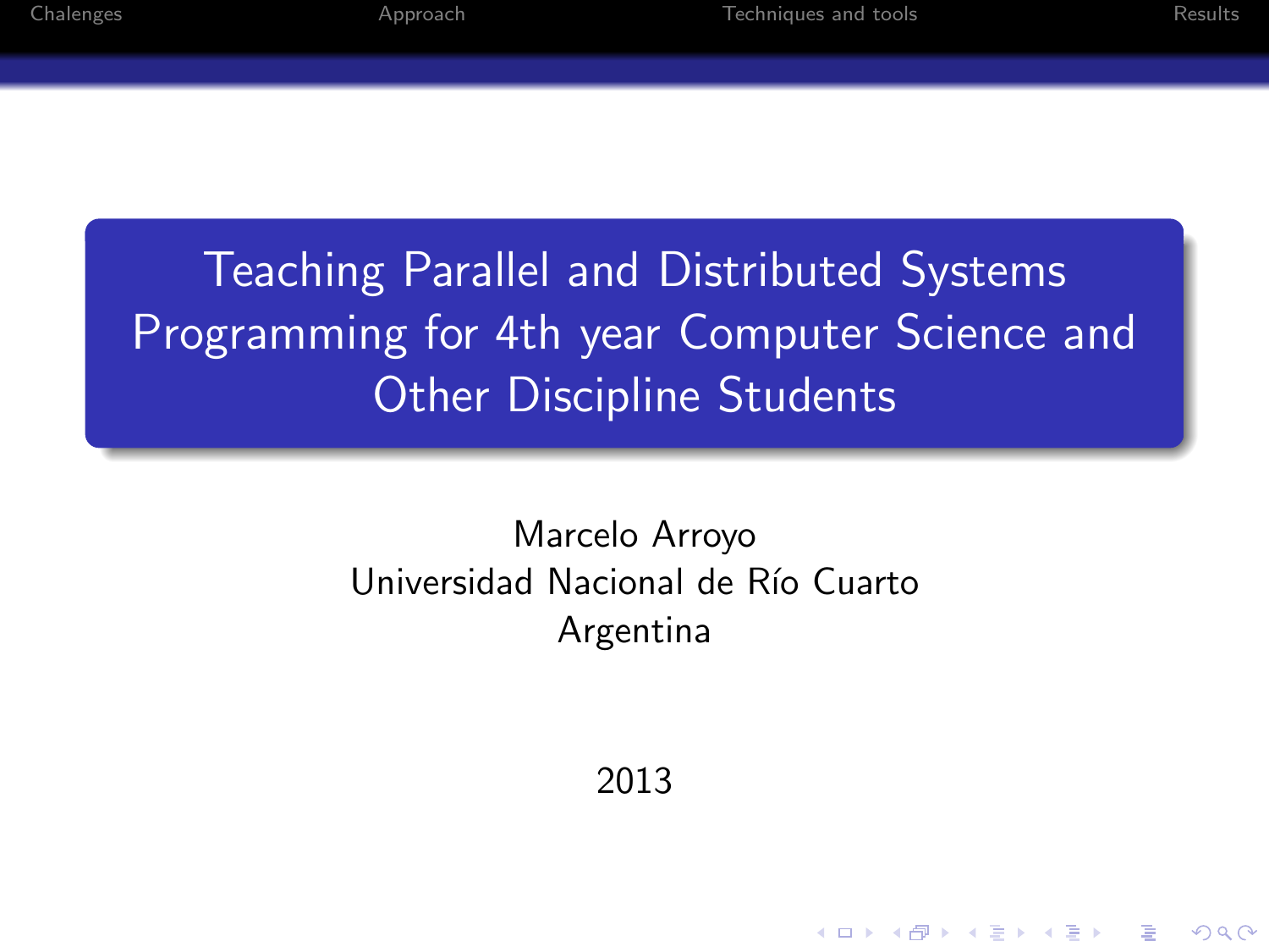# Teaching Parallel and Distributed Systems Programming for 4th year Computer Science and Other Discipline Students

Marcelo Arroyo
Universidad Nacional de Río Cuarto
Argentina

2013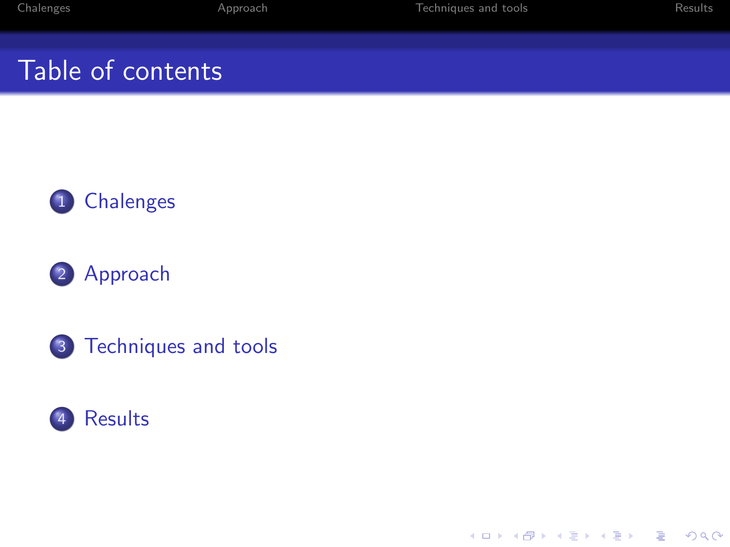# Table of contents

1. Chalenges
2. Approach
3. Techniques and tools
4. Results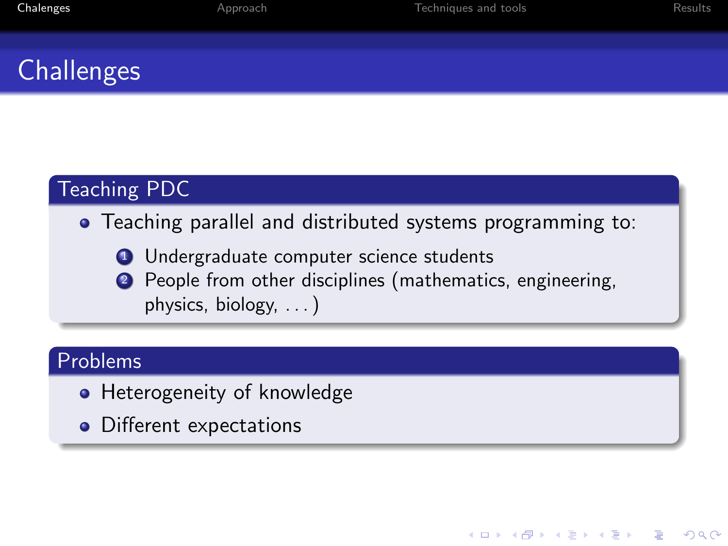# Challenges

## Teaching PDC

- Teaching parallel and distributed systems programming to:
  1. Undergraduate computer science students
  2. People from other disciplines (mathematics, engineering, physics, biology, . . . )

## Problems

- Heterogeneity of knowledge
- Different expectations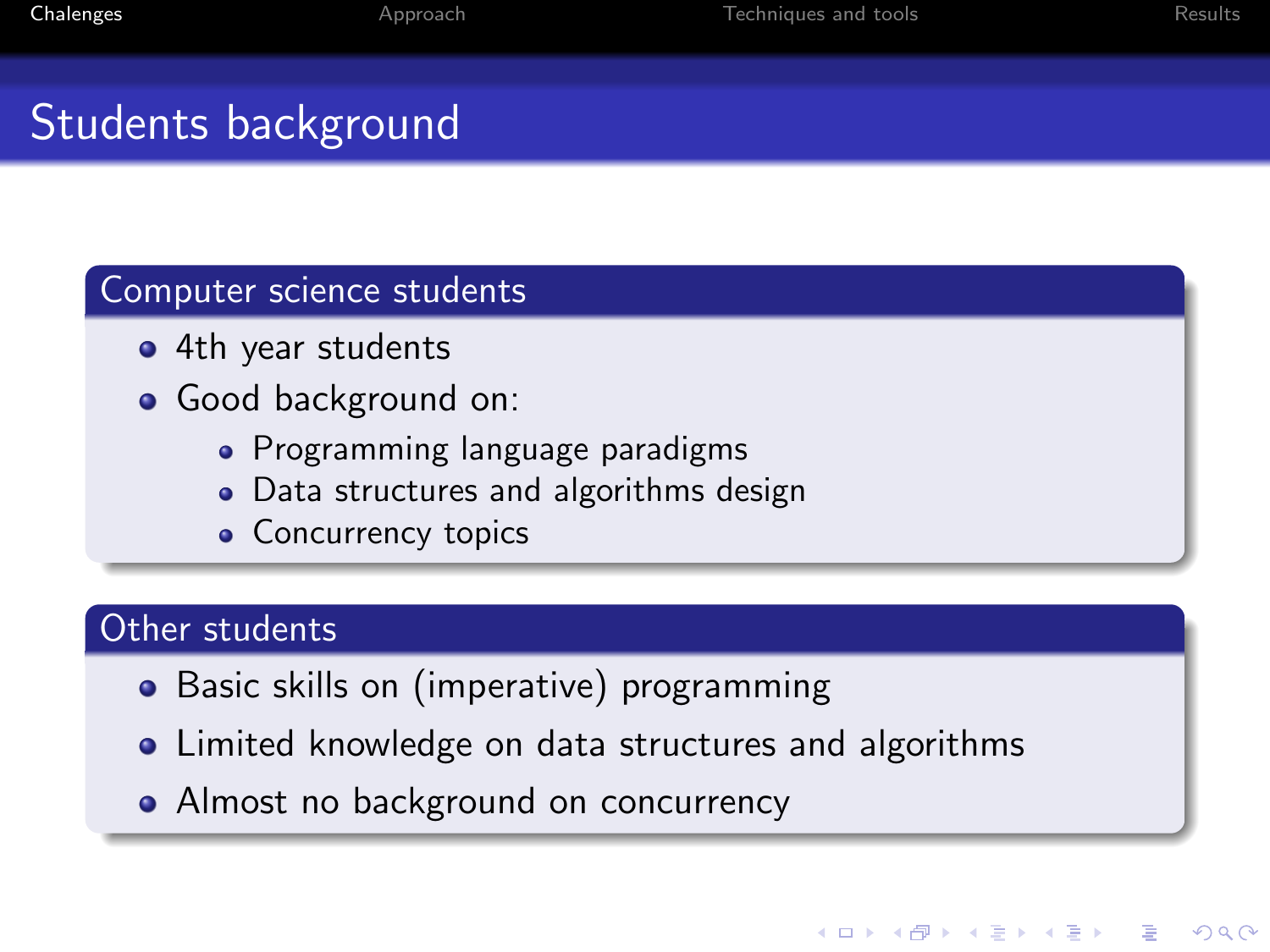# Students background

## Computer science students

- 4th year students
- Good background on:
  - Programming language paradigms
  - Data structures and algorithms design
  - Concurrency topics

## Other students

- Basic skills on (imperative) programming
- Limited knowledge on data structures and algorithms
- Almost no background on concurrency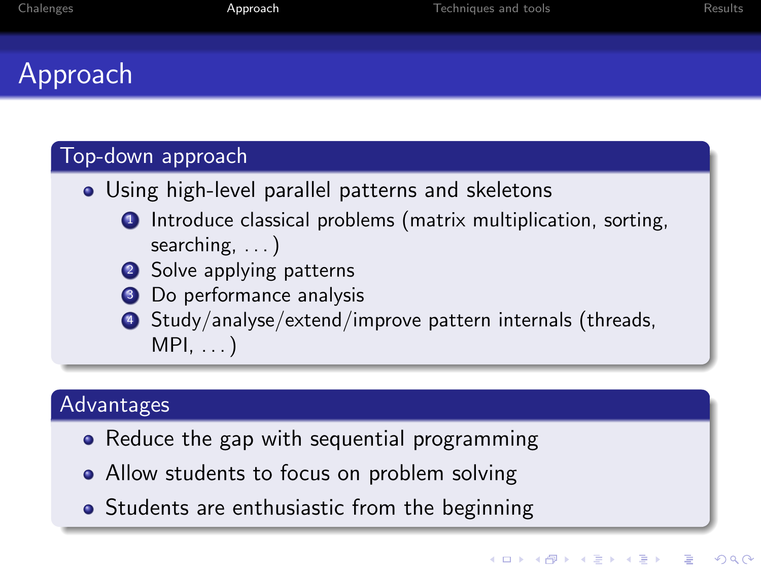# Approach

## Top-down approach

- Using high-level parallel patterns and skeletons
  1. Introduce classical problems (matrix multiplication, sorting, searching, ...)
  2. Solve applying patterns
  3. Do performance analysis
  4. Study/analyse/extend/improve pattern internals (threads, MPI, ...)

## Advantages

- Reduce the gap with sequential programming
- Allow students to focus on problem solving
- Students are enthusiastic from the beginning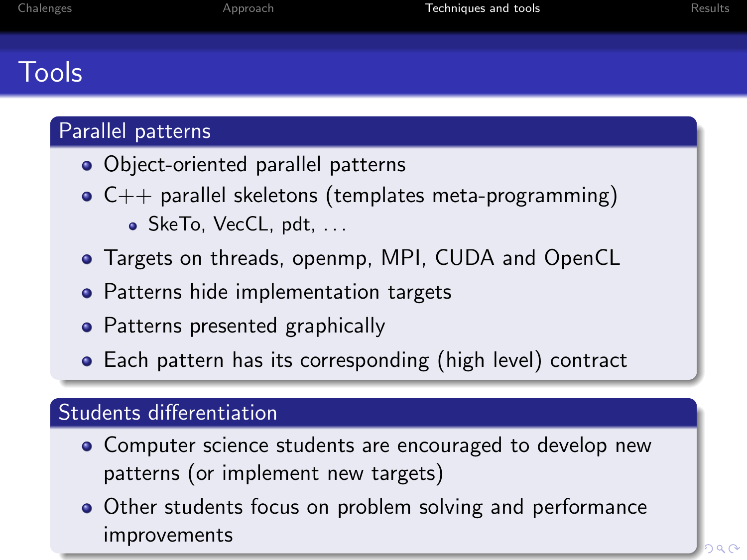# Tools

## Parallel patterns

- Object-oriented parallel patterns
- C++ parallel skeletons (templates meta-programming)
  - SkeTo, VecCL, pdt, ...
- Targets on threads, openmp, MPI, CUDA and OpenCL
- Patterns hide implementation targets
- Patterns presented graphically
- Each pattern has its corresponding (high level) contract

## Students differentiation

- Computer science students are encouraged to develop new patterns (or implement new targets)
- Other students focus on problem solving and performance improvements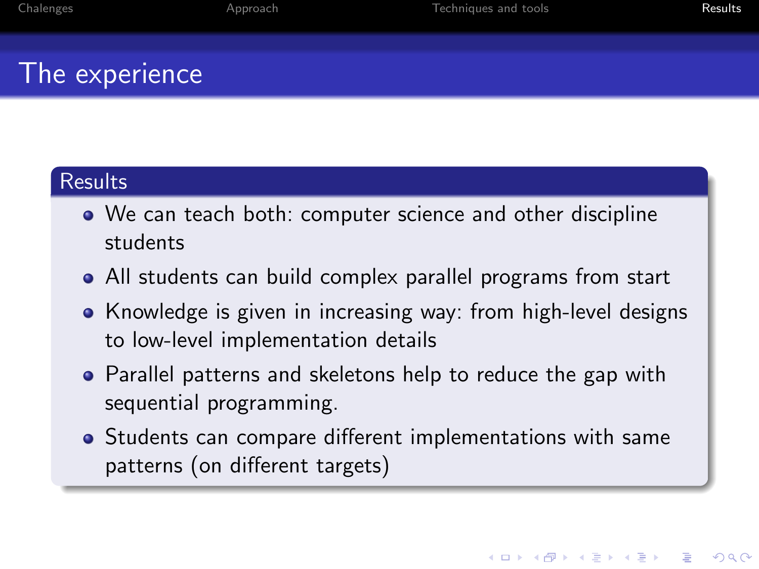# The experience

## Results

- We can teach both: computer science and other discipline students
- All students can build complex parallel programs from start
- Knowledge is given in increasing way: from high-level designs to low-level implementation details
- Parallel patterns and skeletons help to reduce the gap with sequential programming.
- Students can compare different implementations with same patterns (on different targets)